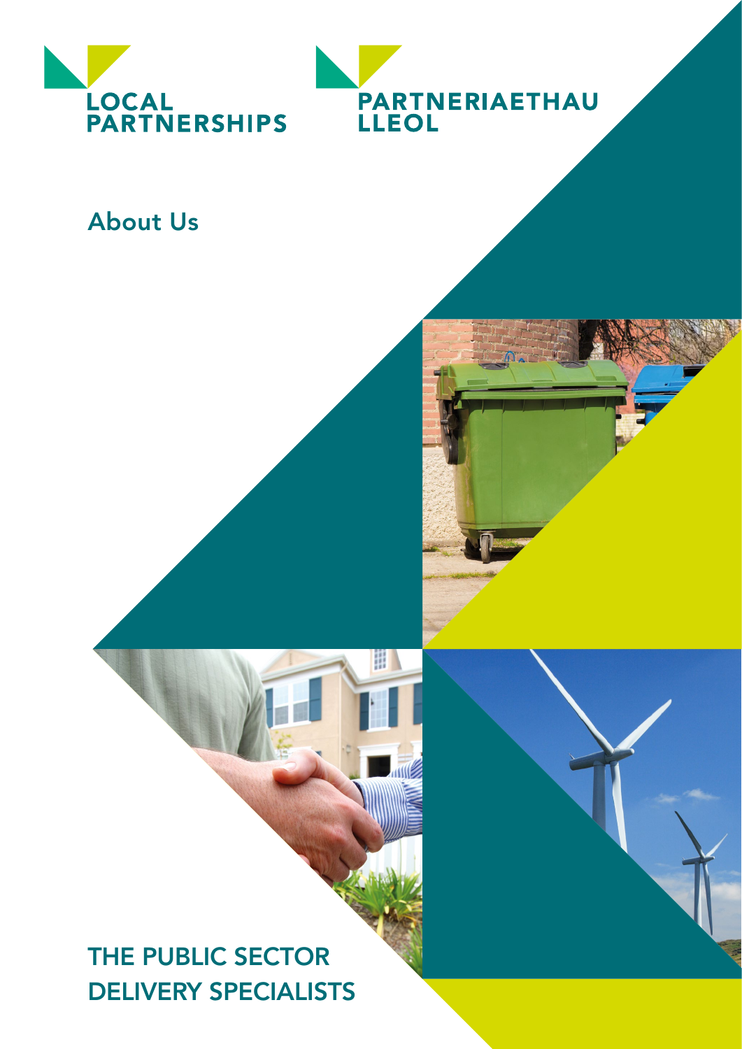LOCAL PARTNERSHIPS

PARTNERIAETHAU LLEOL

# About Us

## THE PUBLIC SECTOR DELIVERY SPECIALISTS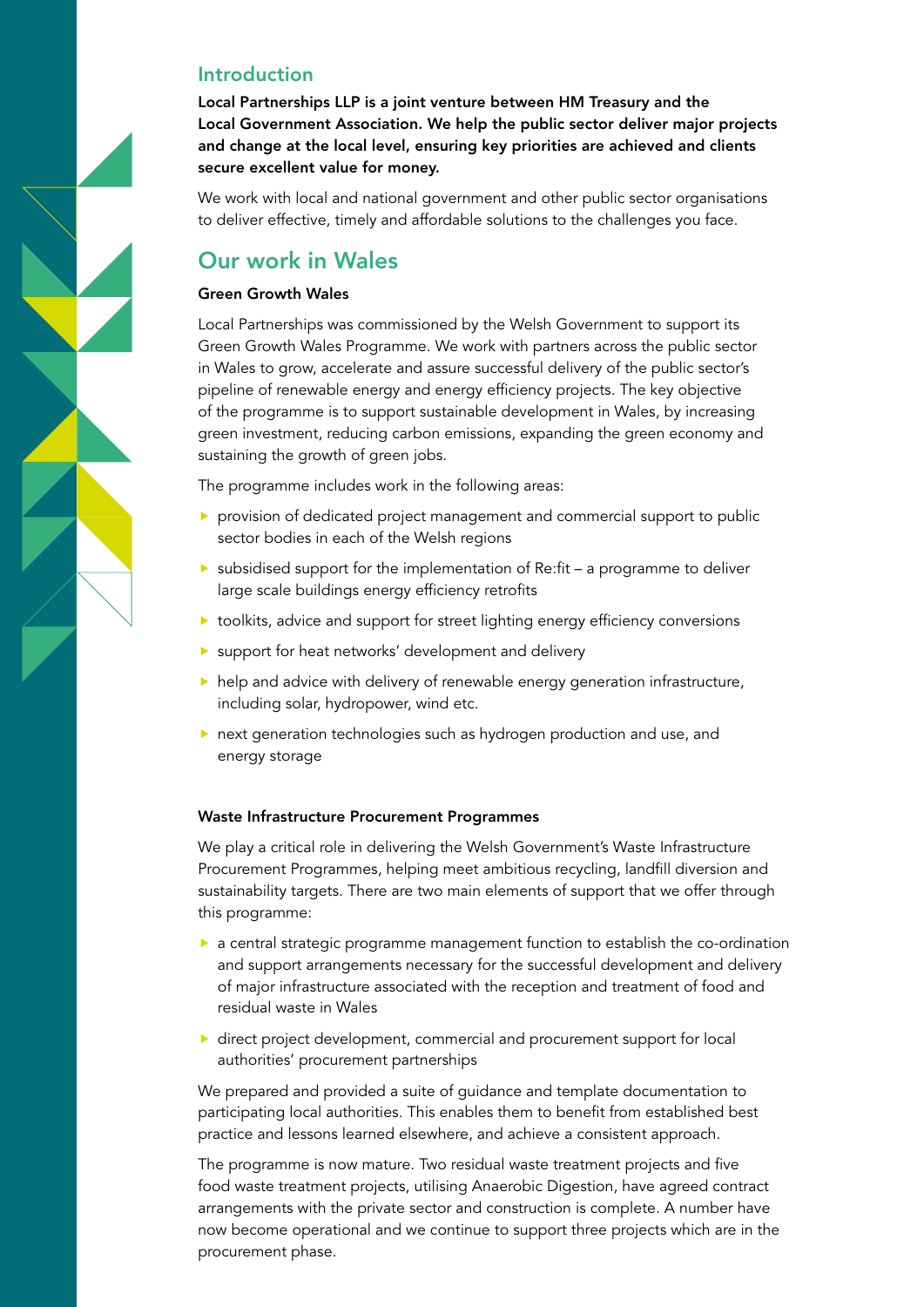## Introduction

**Local Partnerships LLP is a joint venture between HM Treasury and the Local Government Association. We help the public sector deliver major projects and change at the local level, ensuring key priorities are achieved and clients secure excellent value for money.**

We work with local and national government and other public sector organisations to deliver effective, timely and affordable solutions to the challenges you face.

## Our work in Wales

### Green Growth Wales

Local Partnerships was commissioned by the Welsh Government to support its Green Growth Wales Programme. We work with partners across the public sector in Wales to grow, accelerate and assure successful delivery of the public sector's pipeline of renewable energy and energy efficiency projects. The key objective of the programme is to support sustainable development in Wales, by increasing green investment, reducing carbon emissions, expanding the green economy and sustaining the growth of green jobs.

The programme includes work in the following areas:

- provision of dedicated project management and commercial support to public sector bodies in each of the Welsh regions
- subsidised support for the implementation of Re:fit – a programme to deliver large scale buildings energy efficiency retrofits
- toolkits, advice and support for street lighting energy efficiency conversions
- support for heat networks' development and delivery
- help and advice with delivery of renewable energy generation infrastructure, including solar, hydropower, wind etc.
- next generation technologies such as hydrogen production and use, and energy storage

### Waste Infrastructure Procurement Programmes

We play a critical role in delivering the Welsh Government's Waste Infrastructure Procurement Programmes, helping meet ambitious recycling, landfill diversion and sustainability targets. There are two main elements of support that we offer through this programme:

- a central strategic programme management function to establish the co-ordination and support arrangements necessary for the successful development and delivery of major infrastructure associated with the reception and treatment of food and residual waste in Wales
- direct project development, commercial and procurement support for local authorities' procurement partnerships

We prepared and provided a suite of guidance and template documentation to participating local authorities. This enables them to benefit from established best practice and lessons learned elsewhere, and achieve a consistent approach.

The programme is now mature. Two residual waste treatment projects and five food waste treatment projects, utilising Anaerobic Digestion, have agreed contract arrangements with the private sector and construction is complete. A number have now become operational and we continue to support three projects which are in the procurement phase.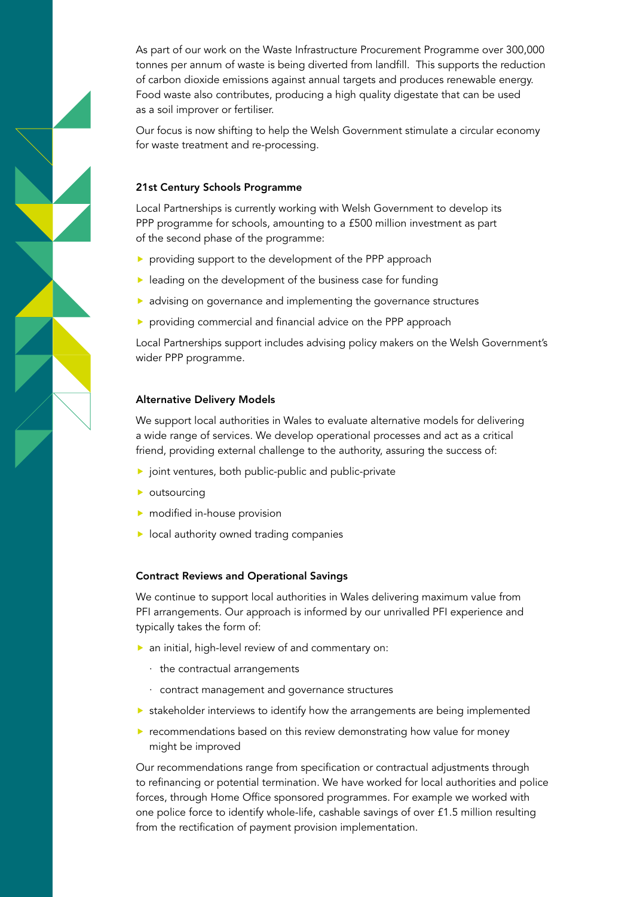As part of our work on the Waste Infrastructure Procurement Programme over 300,000 tonnes per annum of waste is being diverted from landfill. This supports the reduction of carbon dioxide emissions against annual targets and produces renewable energy. Food waste also contributes, producing a high quality digestate that can be used as a soil improver or fertiliser.

Our focus is now shifting to help the Welsh Government stimulate a circular economy for waste treatment and re-processing.

### 21st Century Schools Programme

Local Partnerships is currently working with Welsh Government to develop its PPP programme for schools, amounting to a £500 million investment as part of the second phase of the programme:

- providing support to the development of the PPP approach
- leading on the development of the business case for funding
- advising on governance and implementing the governance structures
- providing commercial and financial advice on the PPP approach

Local Partnerships support includes advising policy makers on the Welsh Government's wider PPP programme.

### Alternative Delivery Models

We support local authorities in Wales to evaluate alternative models for delivering a wide range of services. We develop operational processes and act as a critical friend, providing external challenge to the authority, assuring the success of:

- joint ventures, both public-public and public-private
- outsourcing
- modified in-house provision
- local authority owned trading companies

### Contract Reviews and Operational Savings

We continue to support local authorities in Wales delivering maximum value from PFI arrangements. Our approach is informed by our unrivalled PFI experience and typically takes the form of:

- an initial, high-level review of and commentary on:
  - the contractual arrangements
  - contract management and governance structures
- stakeholder interviews to identify how the arrangements are being implemented
- recommendations based on this review demonstrating how value for money might be improved

Our recommendations range from specification or contractual adjustments through to refinancing or potential termination. We have worked for local authorities and police forces, through Home Office sponsored programmes. For example we worked with one police force to identify whole-life, cashable savings of over £1.5 million resulting from the rectification of payment provision implementation.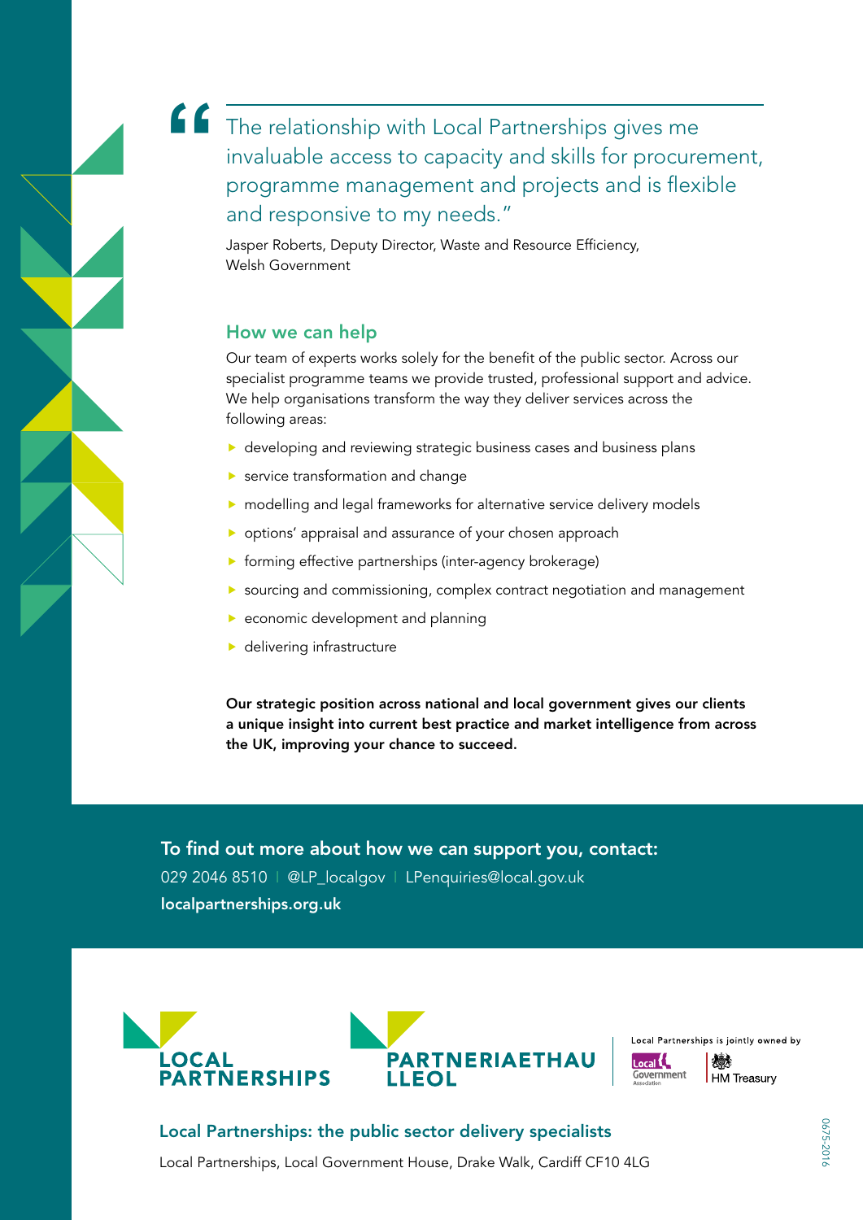> "The relationship with Local Partnerships gives me invaluable access to capacity and skills for procurement, programme management and projects and is flexible and responsive to my needs."

Jasper Roberts, Deputy Director, Waste and Resource Efficiency, Welsh Government

## How we can help

Our team of experts works solely for the benefit of the public sector. Across our specialist programme teams we provide trusted, professional support and advice. We help organisations transform the way they deliver services across the following areas:

- developing and reviewing strategic business cases and business plans
- service transformation and change
- modelling and legal frameworks for alternative service delivery models
- options' appraisal and assurance of your chosen approach
- forming effective partnerships (inter-agency brokerage)
- sourcing and commissioning, complex contract negotiation and management
- economic development and planning
- delivering infrastructure

**Our strategic position across national and local government gives our clients a unique insight into current best practice and market intelligence from across the UK, improving your chance to succeed.**

**To find out more about how we can support you, contact:**

029 2046 8510 | @LP_localgov | LPenquiries@local.gov.uk

**localpartnerships.org.uk**

LOCAL PARTNERSHIPS

PARTNERIAETHAU LLEOL

Local Partnerships is jointly owned by Local Government Association | HM Treasury

**Local Partnerships: the public sector delivery specialists**

Local Partnerships, Local Government House, Drake Walk, Cardiff CF10 4LG

0675-2016